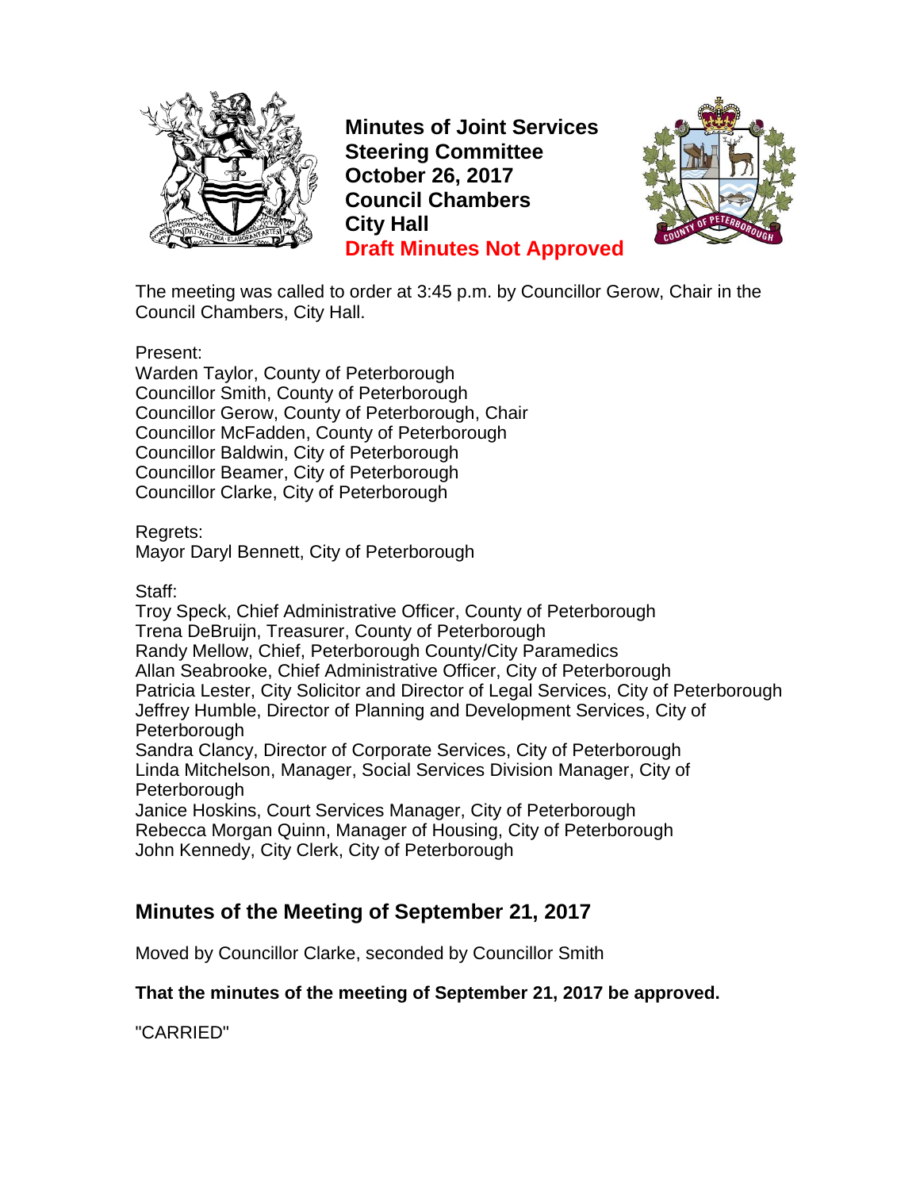# Minutes of Joint Services Steering Committee
# October 26, 2017
# Council Chambers
# City Hall
# Draft Minutes Not Approved

The meeting was called to order at 3:45 p.m. by Councillor Gerow, Chair in the Council Chambers, City Hall.

Present:
Warden Taylor, County of Peterborough
Councillor Smith, County of Peterborough
Councillor Gerow, County of Peterborough, Chair
Councillor McFadden, County of Peterborough
Councillor Baldwin, City of Peterborough
Councillor Beamer, City of Peterborough
Councillor Clarke, City of Peterborough

Regrets:
Mayor Daryl Bennett, City of Peterborough

Staff:
Troy Speck, Chief Administrative Officer, County of Peterborough
Trena DeBruijn, Treasurer, County of Peterborough
Randy Mellow, Chief, Peterborough County/City Paramedics
Allan Seabrooke, Chief Administrative Officer, City of Peterborough
Patricia Lester, City Solicitor and Director of Legal Services, City of Peterborough
Jeffrey Humble, Director of Planning and Development Services, City of Peterborough
Sandra Clancy, Director of Corporate Services, City of Peterborough
Linda Mitchelson, Manager, Social Services Division Manager, City of Peterborough
Janice Hoskins, Court Services Manager, City of Peterborough
Rebecca Morgan Quinn, Manager of Housing, City of Peterborough
John Kennedy, City Clerk, City of Peterborough

## Minutes of the Meeting of September 21, 2017

Moved by Councillor Clarke, seconded by Councillor Smith

**That the minutes of the meeting of September 21, 2017 be approved.**

"CARRIED"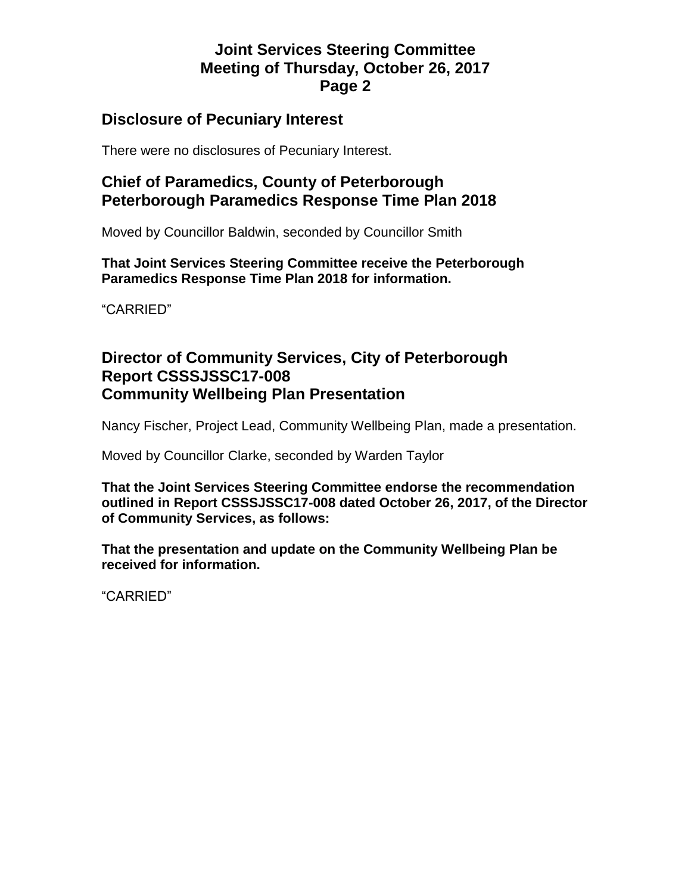## Disclosure of Pecuniary Interest

There were no disclosures of Pecuniary Interest.

## Chief of Paramedics, County of Peterborough
## Peterborough Paramedics Response Time Plan 2018

Moved by Councillor Baldwin, seconded by Councillor Smith

**That Joint Services Steering Committee receive the Peterborough Paramedics Response Time Plan 2018 for information.**

"CARRIED"

## Director of Community Services, City of Peterborough
## Report CSSSJSSC17-008
## Community Wellbeing Plan Presentation

Nancy Fischer, Project Lead, Community Wellbeing Plan, made a presentation.

Moved by Councillor Clarke, seconded by Warden Taylor

**That the Joint Services Steering Committee endorse the recommendation outlined in Report CSSSJSSC17-008 dated October 26, 2017, of the Director of Community Services, as follows:**

**That the presentation and update on the Community Wellbeing Plan be received for information.**

"CARRIED"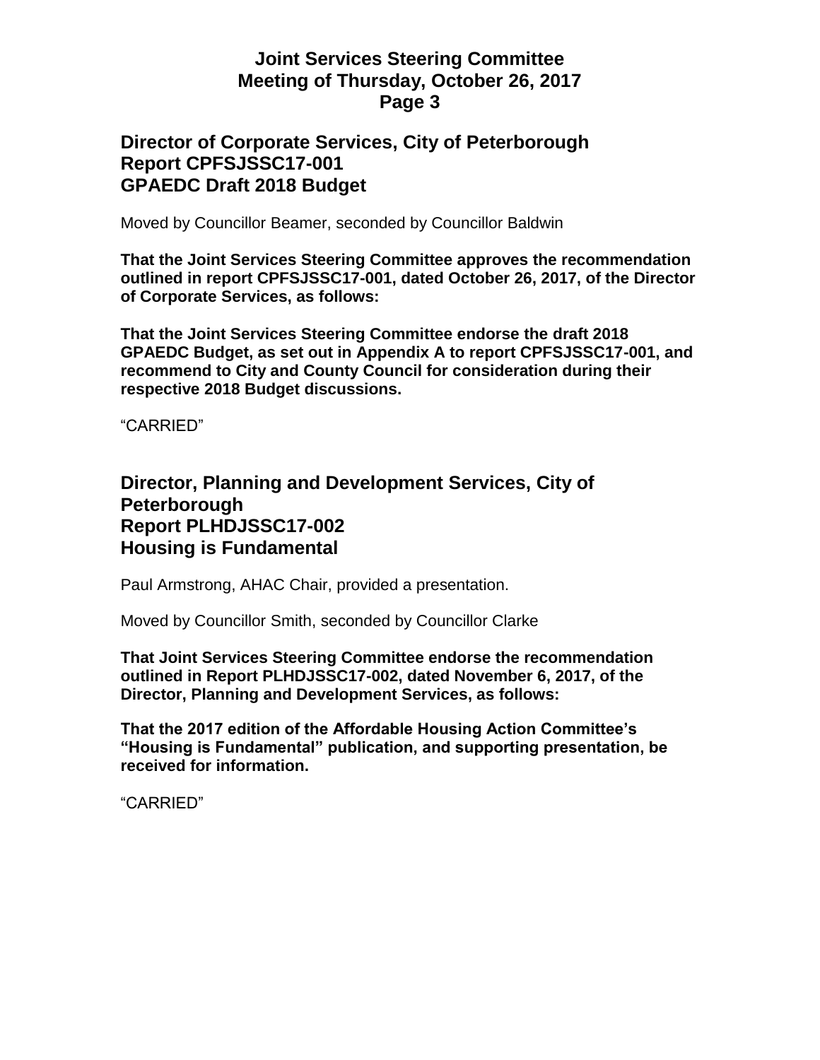## Director of Corporate Services, City of Peterborough
## Report CPFSJSSC17-001
## GPAEDC Draft 2018 Budget

Moved by Councillor Beamer, seconded by Councillor Baldwin

**That the Joint Services Steering Committee approves the recommendation outlined in report CPFSJSSC17-001, dated October 26, 2017, of the Director of Corporate Services, as follows:**

**That the Joint Services Steering Committee endorse the draft 2018 GPAEDC Budget, as set out in Appendix A to report CPFSJSSC17-001, and recommend to City and County Council for consideration during their respective 2018 Budget discussions.**

"CARRIED"

## Director, Planning and Development Services, City of Peterborough
## Report PLHDJSSC17-002
## Housing is Fundamental

Paul Armstrong, AHAC Chair, provided a presentation.

Moved by Councillor Smith, seconded by Councillor Clarke

**That Joint Services Steering Committee endorse the recommendation outlined in Report PLHDJSSC17-002, dated November 6, 2017, of the Director, Planning and Development Services, as follows:**

**That the 2017 edition of the Affordable Housing Action Committee's "Housing is Fundamental" publication, and supporting presentation, be received for information.**

"CARRIED"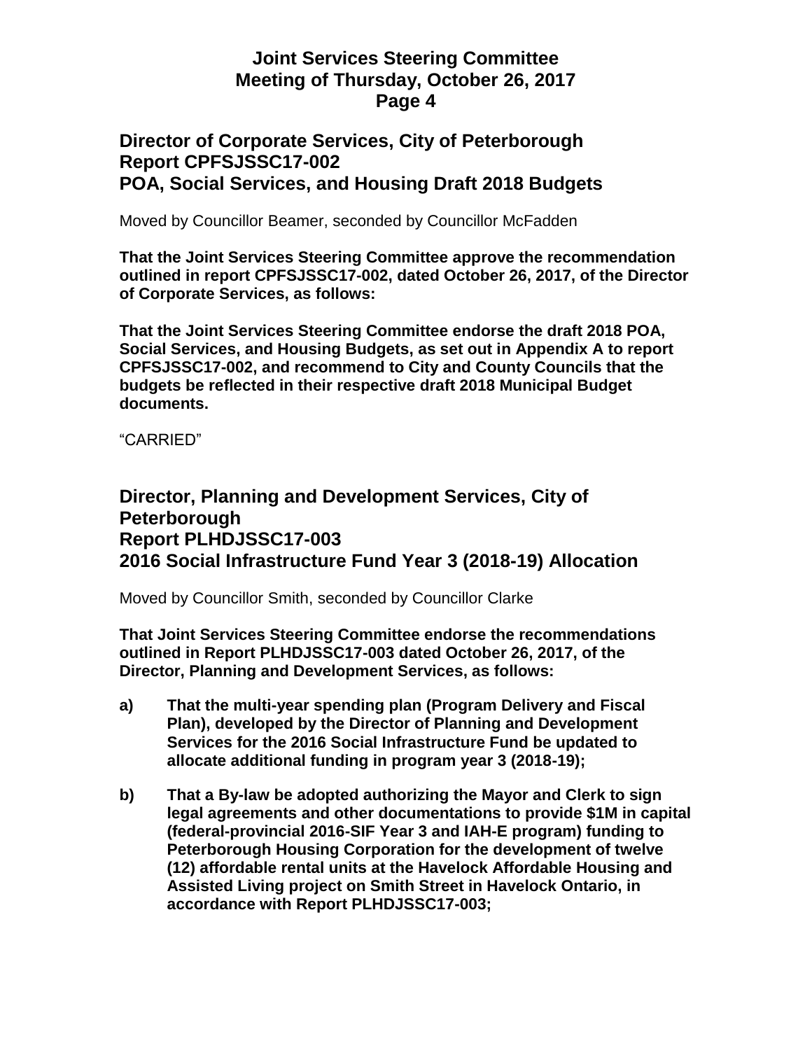## Director of Corporate Services, City of Peterborough
## Report CPFSJSSC17-002
## POA, Social Services, and Housing Draft 2018 Budgets

Moved by Councillor Beamer, seconded by Councillor McFadden

**That the Joint Services Steering Committee approve the recommendation outlined in report CPFSJSSC17-002, dated October 26, 2017, of the Director of Corporate Services, as follows:**

**That the Joint Services Steering Committee endorse the draft 2018 POA, Social Services, and Housing Budgets, as set out in Appendix A to report CPFSJSSC17-002, and recommend to City and County Councils that the budgets be reflected in their respective draft 2018 Municipal Budget documents.**

"CARRIED"

## Director, Planning and Development Services, City of Peterborough
## Report PLHDJSSC17-003
## 2016 Social Infrastructure Fund Year 3 (2018-19) Allocation

Moved by Councillor Smith, seconded by Councillor Clarke

**That Joint Services Steering Committee endorse the recommendations outlined in Report PLHDJSSC17-003 dated October 26, 2017, of the Director, Planning and Development Services, as follows:**

**a) That the multi-year spending plan (Program Delivery and Fiscal Plan), developed by the Director of Planning and Development Services for the 2016 Social Infrastructure Fund be updated to allocate additional funding in program year 3 (2018-19);**

**b) That a By-law be adopted authorizing the Mayor and Clerk to sign legal agreements and other documentations to provide $1M in capital (federal-provincial 2016-SIF Year 3 and IAH-E program) funding to Peterborough Housing Corporation for the development of twelve (12) affordable rental units at the Havelock Affordable Housing and Assisted Living project on Smith Street in Havelock Ontario, in accordance with Report PLHDJSSC17-003;**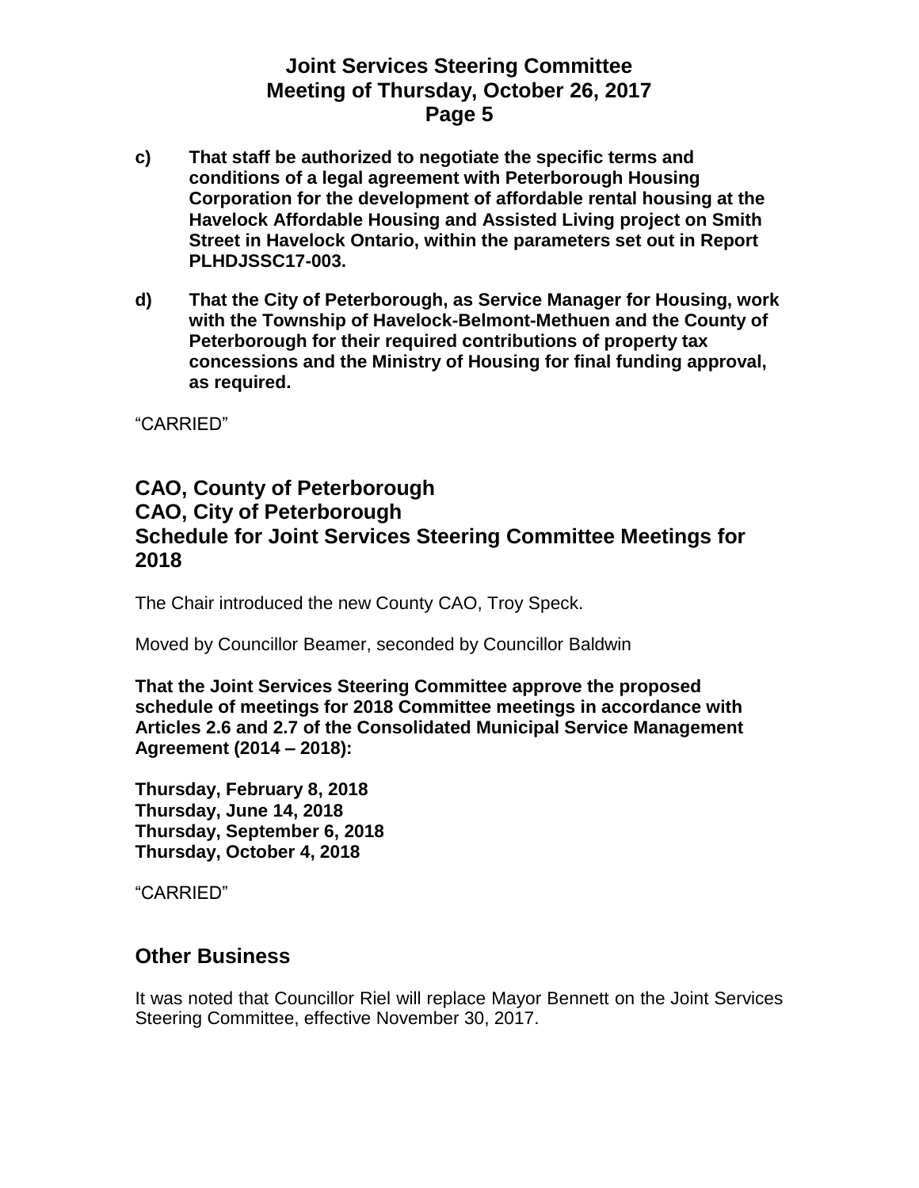**c) That staff be authorized to negotiate the specific terms and conditions of a legal agreement with Peterborough Housing Corporation for the development of affordable rental housing at the Havelock Affordable Housing and Assisted Living project on Smith Street in Havelock Ontario, within the parameters set out in Report PLHDJSSC17-003.**

**d) That the City of Peterborough, as Service Manager for Housing, work with the Township of Havelock-Belmont-Methuen and the County of Peterborough for their required contributions of property tax concessions and the Ministry of Housing for final funding approval, as required.**

"CARRIED"

## CAO, County of Peterborough
## CAO, City of Peterborough
## Schedule for Joint Services Steering Committee Meetings for 2018

The Chair introduced the new County CAO, Troy Speck.

Moved by Councillor Beamer, seconded by Councillor Baldwin

**That the Joint Services Steering Committee approve the proposed schedule of meetings for 2018 Committee meetings in accordance with Articles 2.6 and 2.7 of the Consolidated Municipal Service Management Agreement (2014 – 2018):**

**Thursday, February 8, 2018**
**Thursday, June 14, 2018**
**Thursday, September 6, 2018**
**Thursday, October 4, 2018**

"CARRIED"

## Other Business

It was noted that Councillor Riel will replace Mayor Bennett on the Joint Services Steering Committee, effective November 30, 2017.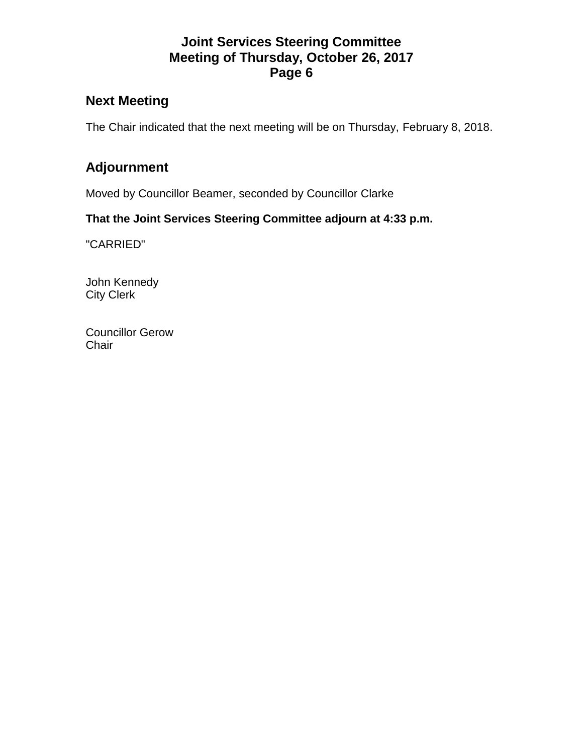## Next Meeting

The Chair indicated that the next meeting will be on Thursday, February 8, 2018.

## Adjournment

Moved by Councillor Beamer, seconded by Councillor Clarke

**That the Joint Services Steering Committee adjourn at 4:33 p.m.**

"CARRIED"

John Kennedy
City Clerk

Councillor Gerow
Chair